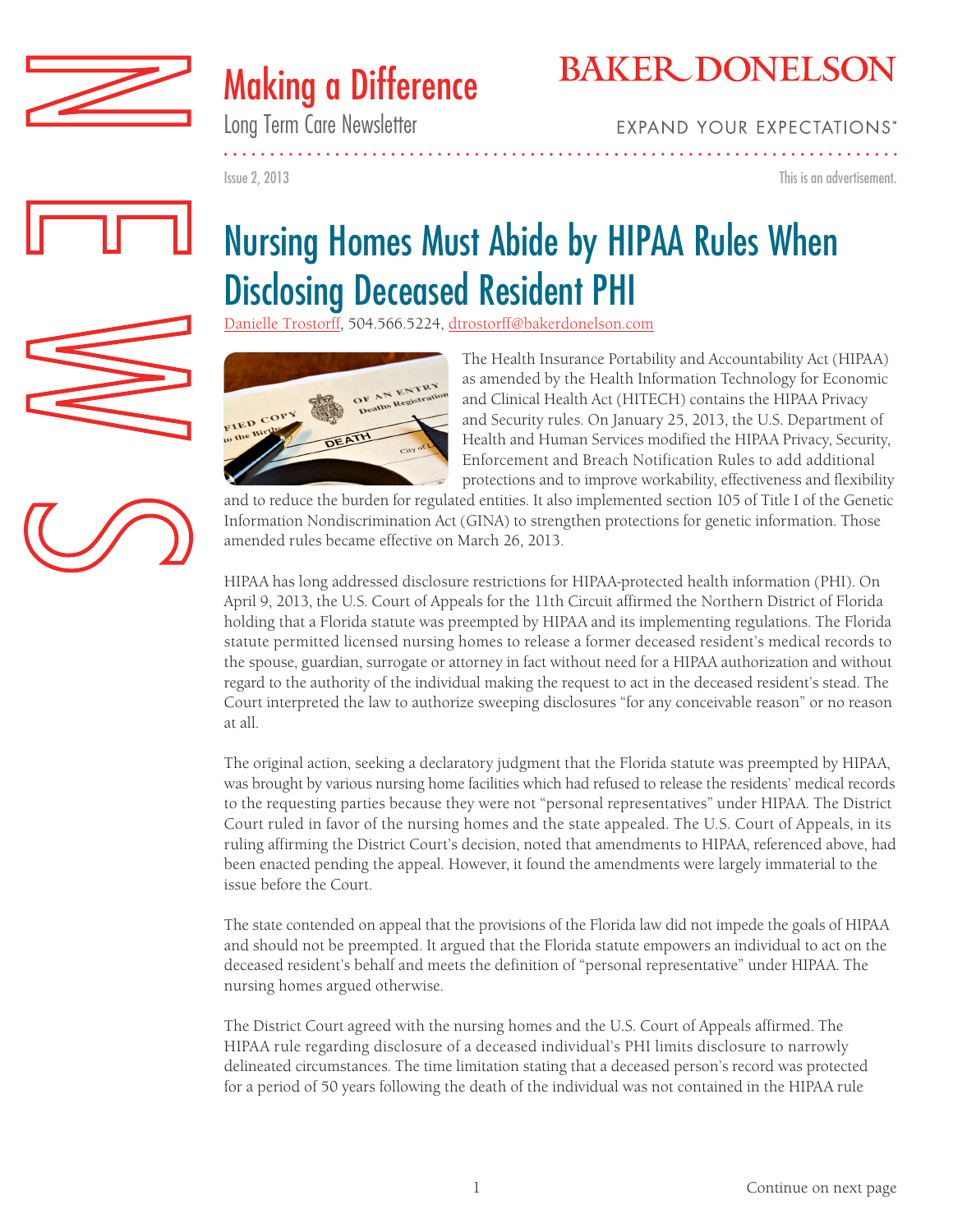# Making a Difference

Long Term Care Newsletter

BAKER DONELSON

EXPAND YOUR EXPECTATIONS℠

Issue 2, 2013

This is an advertisement.

## Nursing Homes Must Abide by HIPAA Rules When Disclosing Deceased Resident PHI

Danielle Trostorff, 504.566.5224, dtrostorff@bakerdonelson.com

The Health Insurance Portability and Accountability Act (HIPAA) as amended by the Health Information Technology for Economic and Clinical Health Act (HITECH) contains the HIPAA Privacy and Security rules. On January 25, 2013, the U.S. Department of Health and Human Services modified the HIPAA Privacy, Security, Enforcement and Breach Notification Rules to add additional protections and to improve workability, effectiveness and flexibility and to reduce the burden for regulated entities. It also implemented section 105 of Title I of the Genetic Information Nondiscrimination Act (GINA) to strengthen protections for genetic information. Those amended rules became effective on March 26, 2013.

HIPAA has long addressed disclosure restrictions for HIPAA-protected health information (PHI). On April 9, 2013, the U.S. Court of Appeals for the 11th Circuit affirmed the Northern District of Florida holding that a Florida statute was preempted by HIPAA and its implementing regulations. The Florida statute permitted licensed nursing homes to release a former deceased resident's medical records to the spouse, guardian, surrogate or attorney in fact without need for a HIPAA authorization and without regard to the authority of the individual making the request to act in the deceased resident's stead. The Court interpreted the law to authorize sweeping disclosures "for any conceivable reason" or no reason at all.

The original action, seeking a declaratory judgment that the Florida statute was preempted by HIPAA, was brought by various nursing home facilities which had refused to release the residents' medical records to the requesting parties because they were not "personal representatives" under HIPAA. The District Court ruled in favor of the nursing homes and the state appealed. The U.S. Court of Appeals, in its ruling affirming the District Court's decision, noted that amendments to HIPAA, referenced above, had been enacted pending the appeal. However, it found the amendments were largely immaterial to the issue before the Court.

The state contended on appeal that the provisions of the Florida law did not impede the goals of HIPAA and should not be preempted. It argued that the Florida statute empowers an individual to act on the deceased resident's behalf and meets the definition of "personal representative" under HIPAA. The nursing homes argued otherwise.

The District Court agreed with the nursing homes and the U.S. Court of Appeals affirmed. The HIPAA rule regarding disclosure of a deceased individual's PHI limits disclosure to narrowly delineated circumstances. The time limitation stating that a deceased person's record was protected for a period of 50 years following the death of the individual was not contained in the HIPAA rule

Continue on next page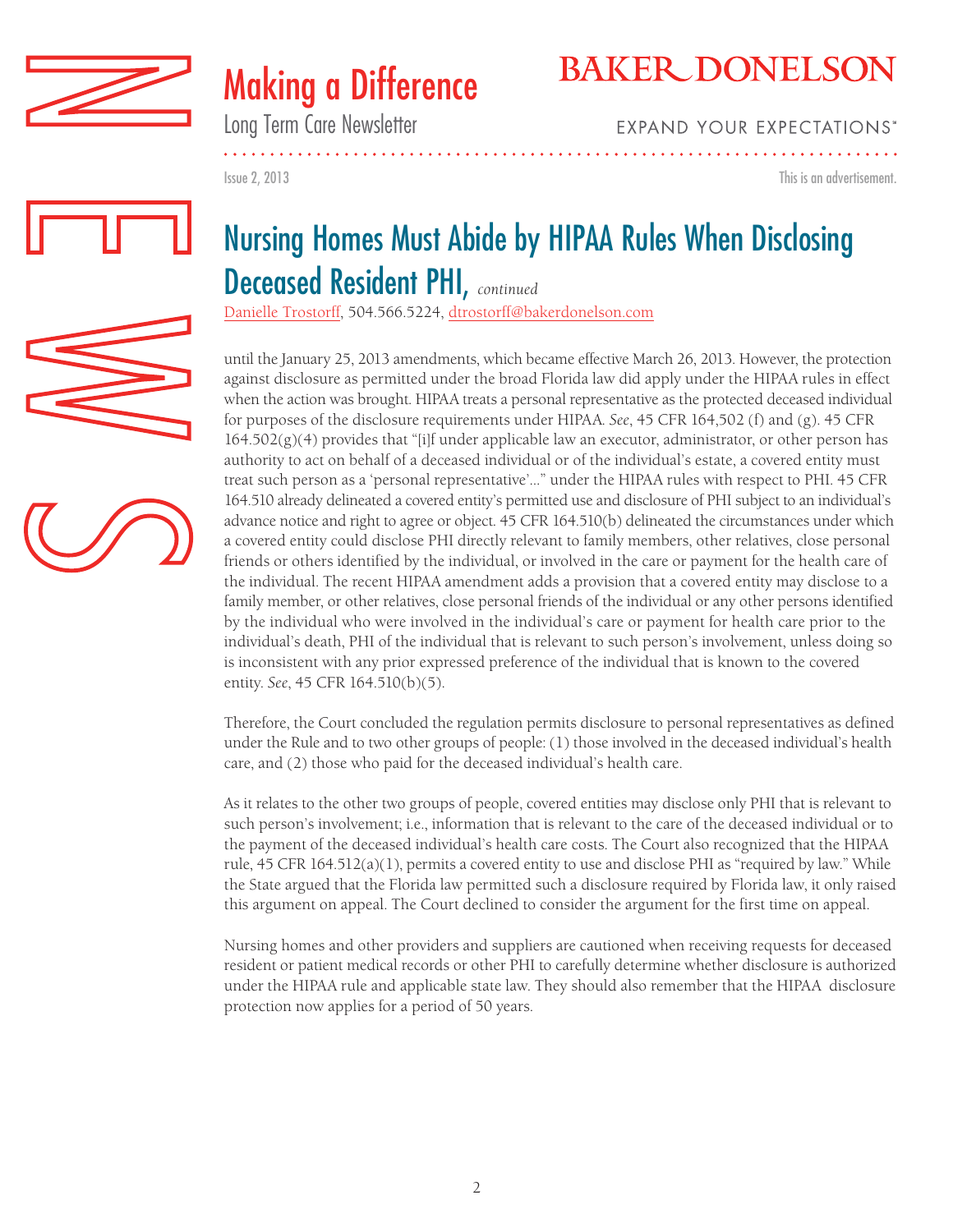# Nursing Homes Must Abide by HIPAA Rules When Disclosing Deceased Resident PHI, *continued*

Danielle Trostorff, 504.566.5224, dtrostorff@bakerdonelson.com

until the January 25, 2013 amendments, which became effective March 26, 2013. However, the protection against disclosure as permitted under the broad Florida law did apply under the HIPAA rules in effect when the action was brought. HIPAA treats a personal representative as the protected deceased individual for purposes of the disclosure requirements under HIPAA. *See*, 45 CFR 164,502 (f) and (g). 45 CFR 164.502(g)(4) provides that "[i]f under applicable law an executor, administrator, or other person has authority to act on behalf of a deceased individual or of the individual's estate, a covered entity must treat such person as a 'personal representative'..." under the HIPAA rules with respect to PHI. 45 CFR 164.510 already delineated a covered entity's permitted use and disclosure of PHI subject to an individual's advance notice and right to agree or object. 45 CFR 164.510(b) delineated the circumstances under which a covered entity could disclose PHI directly relevant to family members, other relatives, close personal friends or others identified by the individual, or involved in the care or payment for the health care of the individual. The recent HIPAA amendment adds a provision that a covered entity may disclose to a family member, or other relatives, close personal friends of the individual or any other persons identified by the individual who were involved in the individual's care or payment for health care prior to the individual's death, PHI of the individual that is relevant to such person's involvement, unless doing so is inconsistent with any prior expressed preference of the individual that is known to the covered entity. *See*, 45 CFR 164.510(b)(5).

Therefore, the Court concluded the regulation permits disclosure to personal representatives as defined under the Rule and to two other groups of people: (1) those involved in the deceased individual's health care, and (2) those who paid for the deceased individual's health care.

As it relates to the other two groups of people, covered entities may disclose only PHI that is relevant to such person's involvement; i.e., information that is relevant to the care of the deceased individual or to the payment of the deceased individual's health care costs. The Court also recognized that the HIPAA rule, 45 CFR 164.512(a)(1), permits a covered entity to use and disclose PHI as "required by law." While the State argued that the Florida law permitted such a disclosure required by Florida law, it only raised this argument on appeal. The Court declined to consider the argument for the first time on appeal.

Nursing homes and other providers and suppliers are cautioned when receiving requests for deceased resident or patient medical records or other PHI to carefully determine whether disclosure is authorized under the HIPAA rule and applicable state law. They should also remember that the HIPAA disclosure protection now applies for a period of 50 years.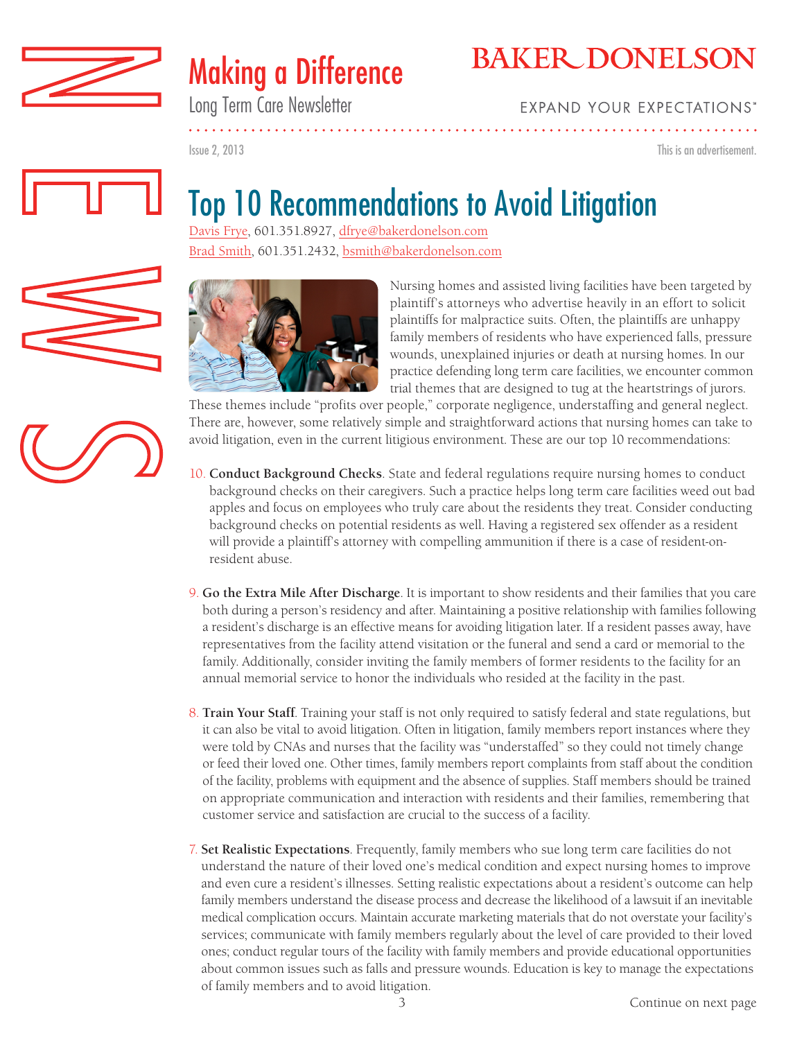# Top 10 Recommendations to Avoid Litigation

Davis Frye, 601.351.8927, dfrye@bakerdonelson.com
Brad Smith, 601.351.2432, bsmith@bakerdonelson.com

Nursing homes and assisted living facilities have been targeted by plaintiff's attorneys who advertise heavily in an effort to solicit plaintiffs for malpractice suits. Often, the plaintiffs are unhappy family members of residents who have experienced falls, pressure wounds, unexplained injuries or death at nursing homes. In our practice defending long term care facilities, we encounter common trial themes that are designed to tug at the heartstrings of jurors. These themes include "profits over people," corporate negligence, understaffing and general neglect. There are, however, some relatively simple and straightforward actions that nursing homes can take to avoid litigation, even in the current litigious environment. These are our top 10 recommendations:

10. **Conduct Background Checks**. State and federal regulations require nursing homes to conduct background checks on their caregivers. Such a practice helps long term care facilities weed out bad apples and focus on employees who truly care about the residents they treat. Consider conducting background checks on potential residents as well. Having a registered sex offender as a resident will provide a plaintiff's attorney with compelling ammunition if there is a case of resident-on-resident abuse.

9. **Go the Extra Mile After Discharge**. It is important to show residents and their families that you care both during a person's residency and after. Maintaining a positive relationship with families following a resident's discharge is an effective means for avoiding litigation later. If a resident passes away, have representatives from the facility attend visitation or the funeral and send a card or memorial to the family. Additionally, consider inviting the family members of former residents to the facility for an annual memorial service to honor the individuals who resided at the facility in the past.

8. **Train Your Staff**. Training your staff is not only required to satisfy federal and state regulations, but it can also be vital to avoid litigation. Often in litigation, family members report instances where they were told by CNAs and nurses that the facility was "understaffed" so they could not timely change or feed their loved one. Other times, family members report complaints from staff about the condition of the facility, problems with equipment and the absence of supplies. Staff members should be trained on appropriate communication and interaction with residents and their families, remembering that customer service and satisfaction are crucial to the success of a facility.

7. **Set Realistic Expectations**. Frequently, family members who sue long term care facilities do not understand the nature of their loved one's medical condition and expect nursing homes to improve and even cure a resident's illnesses. Setting realistic expectations about a resident's outcome can help family members understand the disease process and decrease the likelihood of a lawsuit if an inevitable medical complication occurs. Maintain accurate marketing materials that do not overstate your facility's services; communicate with family members regularly about the level of care provided to their loved ones; conduct regular tours of the facility with family members and provide educational opportunities about common issues such as falls and pressure wounds. Education is key to manage the expectations of family members and to avoid litigation.

Continue on next page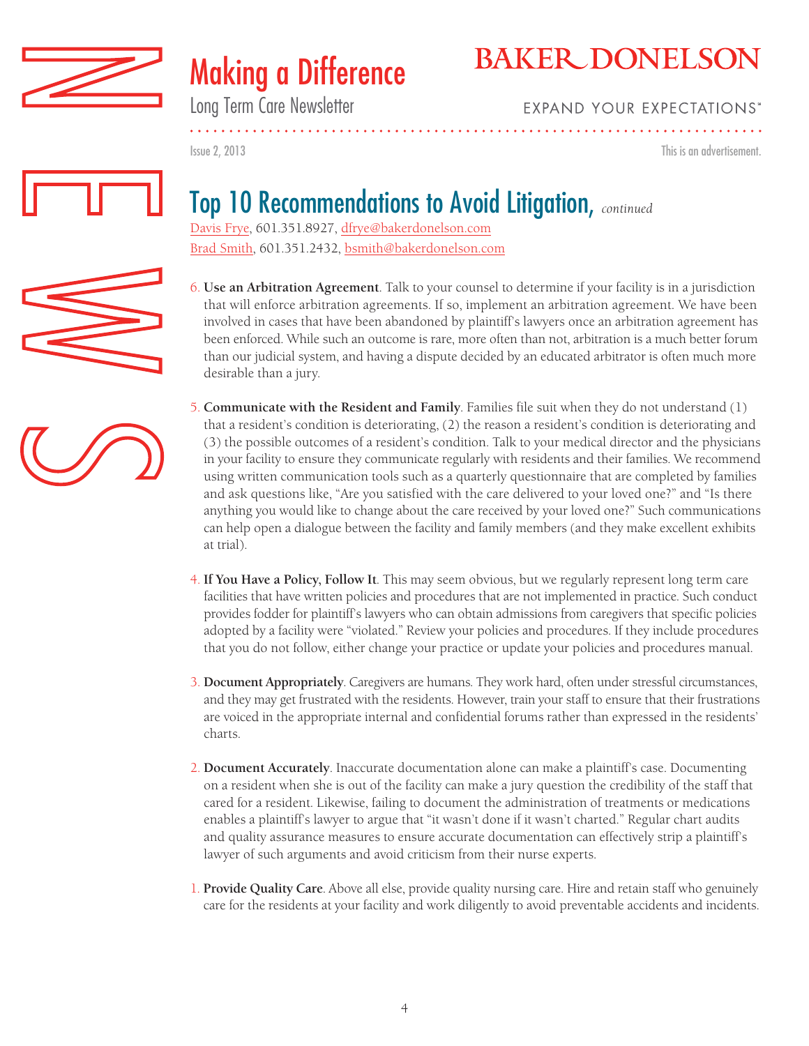# Top 10 Recommendations to Avoid Litigation, *continued*

Davis Frye, 601.351.8927, dfrye@bakerdonelson.com
Brad Smith, 601.351.2432, bsmith@bakerdonelson.com

6. **Use an Arbitration Agreement**. Talk to your counsel to determine if your facility is in a jurisdiction that will enforce arbitration agreements. If so, implement an arbitration agreement. We have been involved in cases that have been abandoned by plaintiff's lawyers once an arbitration agreement has been enforced. While such an outcome is rare, more often than not, arbitration is a much better forum than our judicial system, and having a dispute decided by an educated arbitrator is often much more desirable than a jury.

5. **Communicate with the Resident and Family**. Families file suit when they do not understand (1) that a resident's condition is deteriorating, (2) the reason a resident's condition is deteriorating and (3) the possible outcomes of a resident's condition. Talk to your medical director and the physicians in your facility to ensure they communicate regularly with residents and their families. We recommend using written communication tools such as a quarterly questionnaire that are completed by families and ask questions like, "Are you satisfied with the care delivered to your loved one?" and "Is there anything you would like to change about the care received by your loved one?" Such communications can help open a dialogue between the facility and family members (and they make excellent exhibits at trial).

4. **If You Have a Policy, Follow It**. This may seem obvious, but we regularly represent long term care facilities that have written policies and procedures that are not implemented in practice. Such conduct provides fodder for plaintiff's lawyers who can obtain admissions from caregivers that specific policies adopted by a facility were "violated." Review your policies and procedures. If they include procedures that you do not follow, either change your practice or update your policies and procedures manual.

3. **Document Appropriately**. Caregivers are humans. They work hard, often under stressful circumstances, and they may get frustrated with the residents. However, train your staff to ensure that their frustrations are voiced in the appropriate internal and confidential forums rather than expressed in the residents' charts.

2. **Document Accurately**. Inaccurate documentation alone can make a plaintiff's case. Documenting on a resident when she is out of the facility can make a jury question the credibility of the staff that cared for a resident. Likewise, failing to document the administration of treatments or medications enables a plaintiff's lawyer to argue that "it wasn't done if it wasn't charted." Regular chart audits and quality assurance measures to ensure accurate documentation can effectively strip a plaintiff's lawyer of such arguments and avoid criticism from their nurse experts.

1. **Provide Quality Care**. Above all else, provide quality nursing care. Hire and retain staff who genuinely care for the residents at your facility and work diligently to avoid preventable accidents and incidents.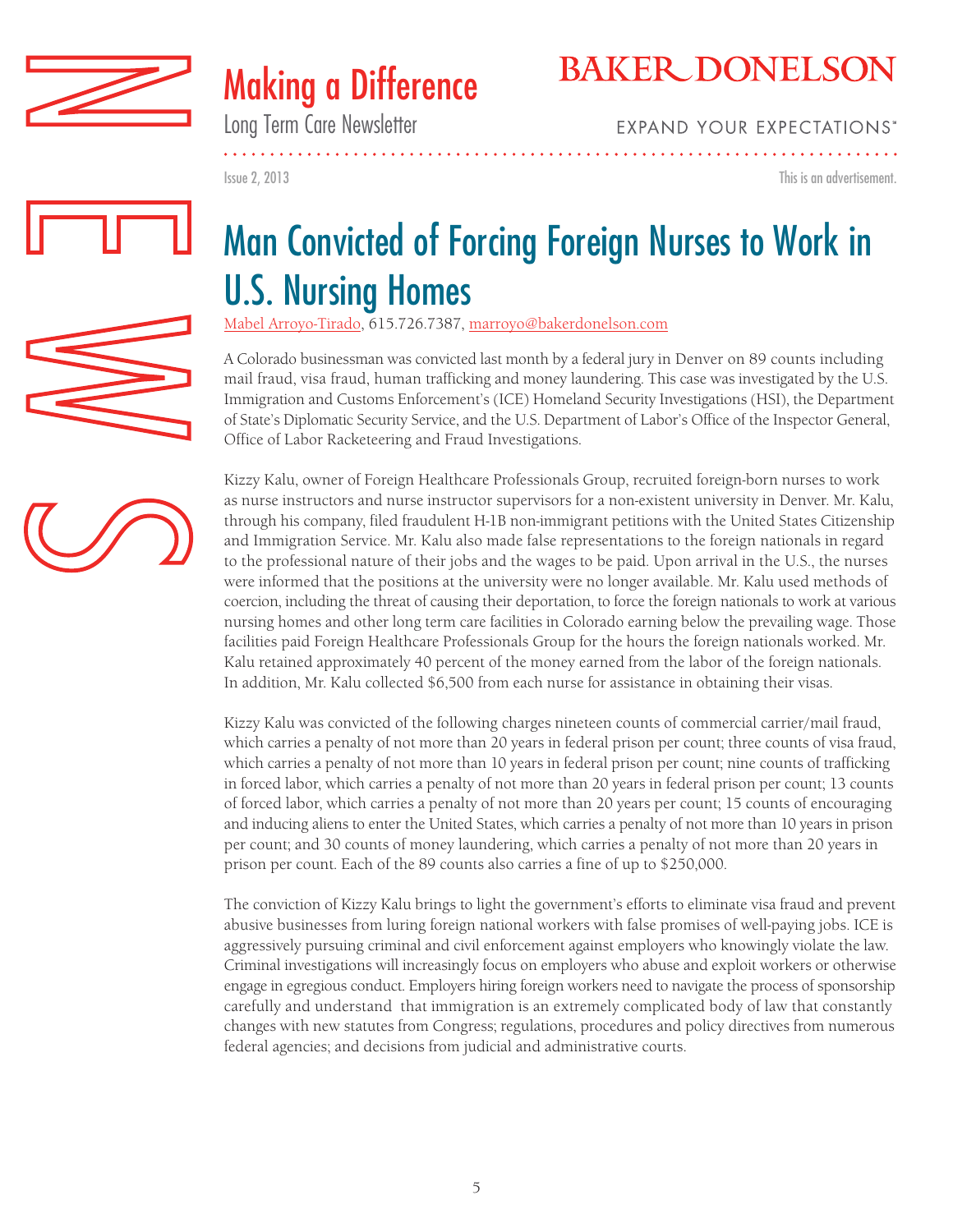# Man Convicted of Forcing Foreign Nurses to Work in U.S. Nursing Homes

Mabel Arroyo-Tirado, 615.726.7387, marroyo@bakerdonelson.com

A Colorado businessman was convicted last month by a federal jury in Denver on 89 counts including mail fraud, visa fraud, human trafficking and money laundering. This case was investigated by the U.S. Immigration and Customs Enforcement's (ICE) Homeland Security Investigations (HSI), the Department of State's Diplomatic Security Service, and the U.S. Department of Labor's Office of the Inspector General, Office of Labor Racketeering and Fraud Investigations.

Kizzy Kalu, owner of Foreign Healthcare Professionals Group, recruited foreign-born nurses to work as nurse instructors and nurse instructor supervisors for a non-existent university in Denver. Mr. Kalu, through his company, filed fraudulent H-1B non-immigrant petitions with the United States Citizenship and Immigration Service. Mr. Kalu also made false representations to the foreign nationals in regard to the professional nature of their jobs and the wages to be paid. Upon arrival in the U.S., the nurses were informed that the positions at the university were no longer available. Mr. Kalu used methods of coercion, including the threat of causing their deportation, to force the foreign nationals to work at various nursing homes and other long term care facilities in Colorado earning below the prevailing wage. Those facilities paid Foreign Healthcare Professionals Group for the hours the foreign nationals worked. Mr. Kalu retained approximately 40 percent of the money earned from the labor of the foreign nationals. In addition, Mr. Kalu collected $6,500 from each nurse for assistance in obtaining their visas.

Kizzy Kalu was convicted of the following charges nineteen counts of commercial carrier/mail fraud, which carries a penalty of not more than 20 years in federal prison per count; three counts of visa fraud, which carries a penalty of not more than 10 years in federal prison per count; nine counts of trafficking in forced labor, which carries a penalty of not more than 20 years in federal prison per count; 13 counts of forced labor, which carries a penalty of not more than 20 years per count; 15 counts of encouraging and inducing aliens to enter the United States, which carries a penalty of not more than 10 years in prison per count; and 30 counts of money laundering, which carries a penalty of not more than 20 years in prison per count. Each of the 89 counts also carries a fine of up to $250,000.

The conviction of Kizzy Kalu brings to light the government's efforts to eliminate visa fraud and prevent abusive businesses from luring foreign national workers with false promises of well-paying jobs. ICE is aggressively pursuing criminal and civil enforcement against employers who knowingly violate the law. Criminal investigations will increasingly focus on employers who abuse and exploit workers or otherwise engage in egregious conduct. Employers hiring foreign workers need to navigate the process of sponsorship carefully and understand that immigration is an extremely complicated body of law that constantly changes with new statutes from Congress; regulations, procedures and policy directives from numerous federal agencies; and decisions from judicial and administrative courts.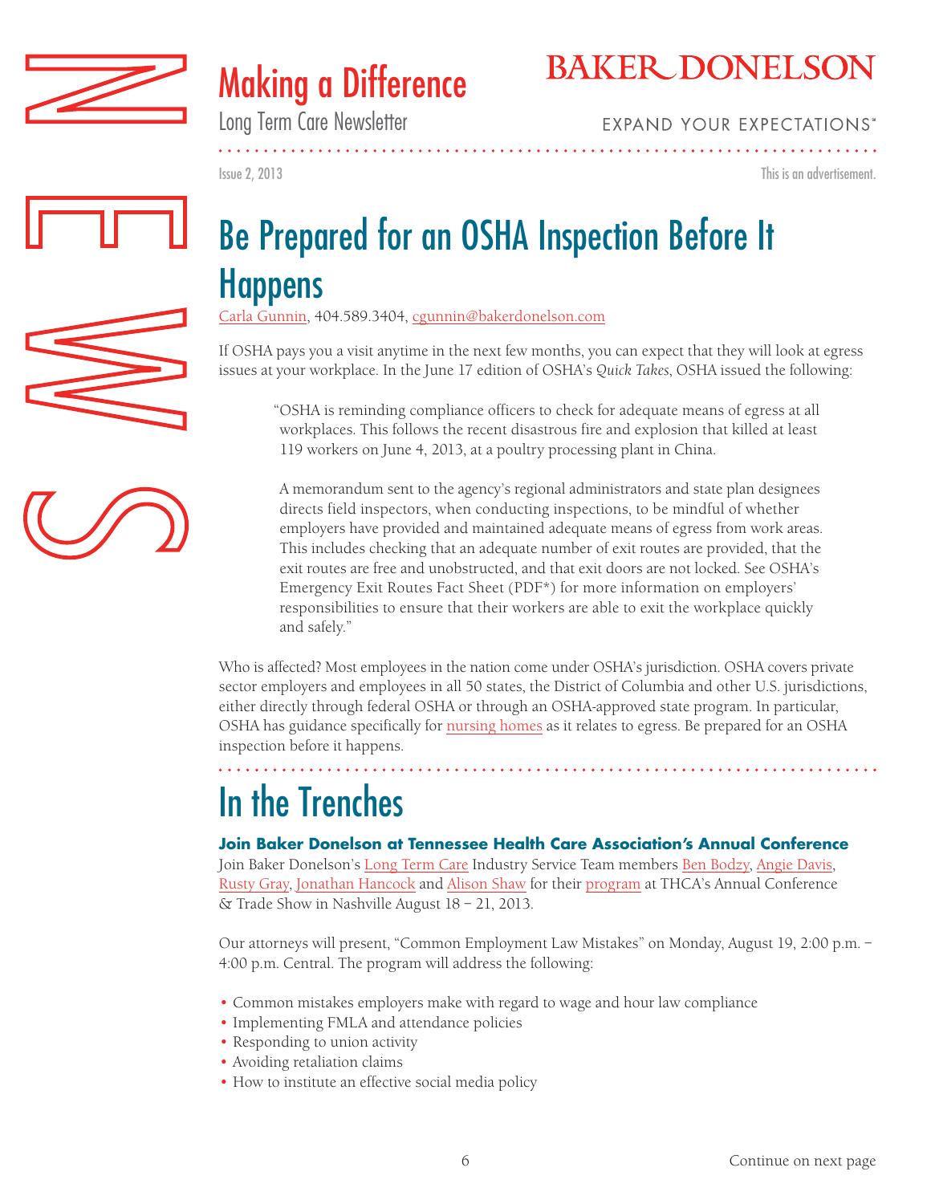# Be Prepared for an OSHA Inspection Before It Happens

Carla Gunnin, 404.589.3404, cgunnin@bakerdonelson.com

If OSHA pays you a visit anytime in the next few months, you can expect that they will look at egress issues at your workplace. In the June 17 edition of OSHA's *Quick Takes*, OSHA issued the following:

> "OSHA is reminding compliance officers to check for adequate means of egress at all workplaces. This follows the recent disastrous fire and explosion that killed at least 119 workers on June 4, 2013, at a poultry processing plant in China.
>
> A memorandum sent to the agency's regional administrators and state plan designees directs field inspectors, when conducting inspections, to be mindful of whether employers have provided and maintained adequate means of egress from work areas. This includes checking that an adequate number of exit routes are provided, that the exit routes are free and unobstructed, and that exit doors are not locked. See OSHA's Emergency Exit Routes Fact Sheet (PDF*) for more information on employers' responsibilities to ensure that their workers are able to exit the workplace quickly and safely."

Who is affected? Most employees in the nation come under OSHA's jurisdiction. OSHA covers private sector employers and employees in all 50 states, the District of Columbia and other U.S. jurisdictions, either directly through federal OSHA or through an OSHA-approved state program. In particular, OSHA has guidance specifically for nursing homes as it relates to egress. Be prepared for an OSHA inspection before it happens.

# In the Trenches

### Join Baker Donelson at Tennessee Health Care Association's Annual Conference

Join Baker Donelson's Long Term Care Industry Service Team members Ben Bodzy, Angie Davis, Rusty Gray, Jonathan Hancock and Alison Shaw for their program at THCA's Annual Conference & Trade Show in Nashville August 18 – 21, 2013.

Our attorneys will present, "Common Employment Law Mistakes" on Monday, August 19, 2:00 p.m. – 4:00 p.m. Central. The program will address the following:

- Common mistakes employers make with regard to wage and hour law compliance
- Implementing FMLA and attendance policies
- Responding to union activity
- Avoiding retaliation claims
- How to institute an effective social media policy

Continue on next page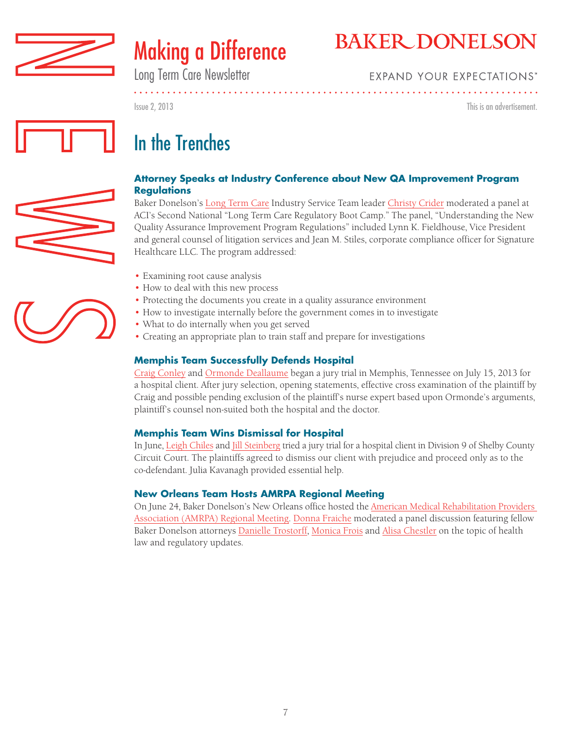# In the Trenches

### Attorney Speaks at Industry Conference about New QA Improvement Program Regulations

Baker Donelson's Long Term Care Industry Service Team leader Christy Crider moderated a panel at ACI's Second National "Long Term Care Regulatory Boot Camp." The panel, "Understanding the New Quality Assurance Improvement Program Regulations" included Lynn K. Fieldhouse, Vice President and general counsel of litigation services and Jean M. Stiles, corporate compliance officer for Signature Healthcare LLC. The program addressed:

- Examining root cause analysis
- How to deal with this new process
- Protecting the documents you create in a quality assurance environment
- How to investigate internally before the government comes in to investigate
- What to do internally when you get served
- Creating an appropriate plan to train staff and prepare for investigations

### Memphis Team Successfully Defends Hospital

Craig Conley and Ormonde Deallaume began a jury trial in Memphis, Tennessee on July 15, 2013 for a hospital client. After jury selection, opening statements, effective cross examination of the plaintiff by Craig and possible pending exclusion of the plaintiff's nurse expert based upon Ormonde's arguments, plaintiff's counsel non-suited both the hospital and the doctor.

### Memphis Team Wins Dismissal for Hospital

In June, Leigh Chiles and Jill Steinberg tried a jury trial for a hospital client in Division 9 of Shelby County Circuit Court. The plaintiffs agreed to dismiss our client with prejudice and proceed only as to the co-defendant. Julia Kavanagh provided essential help.

### New Orleans Team Hosts AMRPA Regional Meeting

On June 24, Baker Donelson's New Orleans office hosted the American Medical Rehabilitation Providers Association (AMRPA) Regional Meeting. Donna Fraiche moderated a panel discussion featuring fellow Baker Donelson attorneys Danielle Trostorff, Monica Frois and Alisa Chestler on the topic of health law and regulatory updates.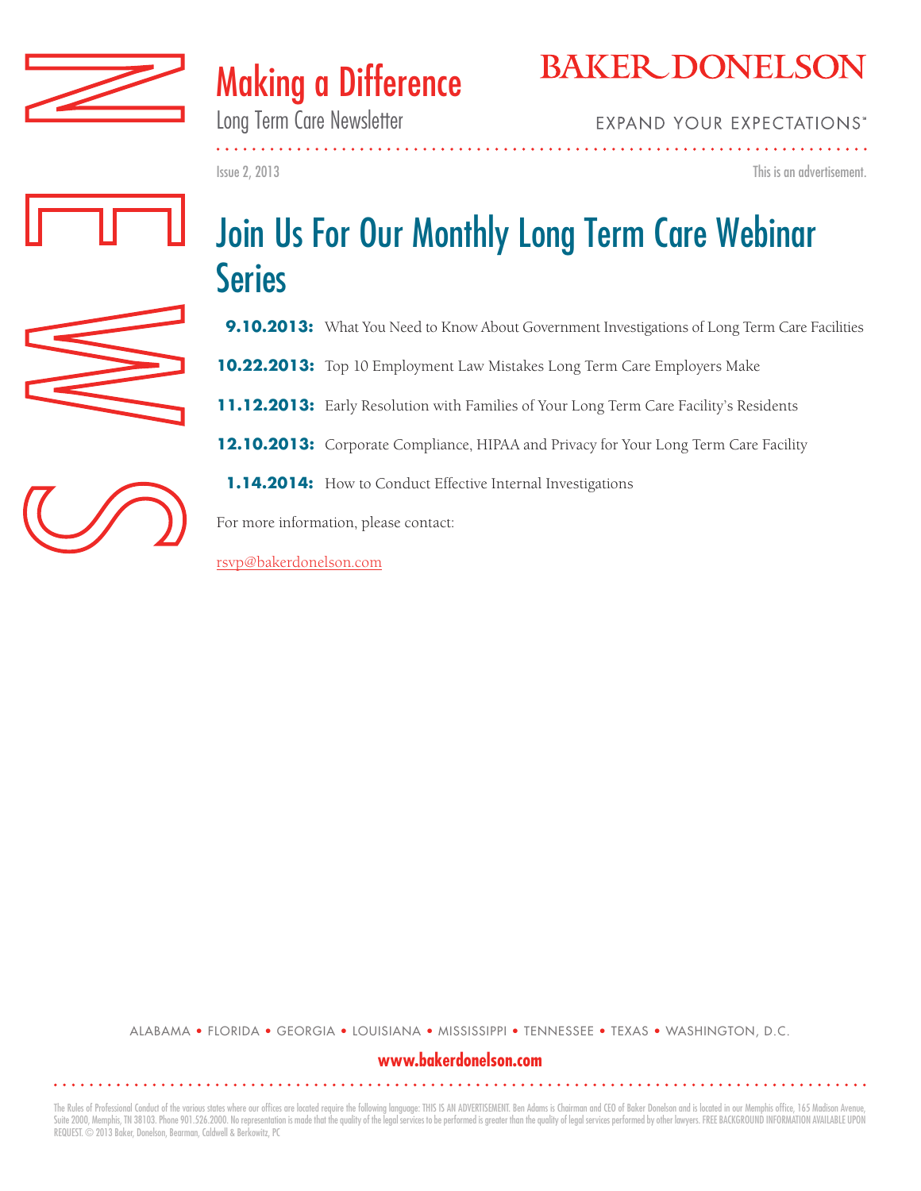# Join Us For Our Monthly Long Term Care Webinar Series

**9.10.2013:** What You Need to Know About Government Investigations of Long Term Care Facilities

**10.22.2013:** Top 10 Employment Law Mistakes Long Term Care Employers Make

**11.12.2013:** Early Resolution with Families of Your Long Term Care Facility's Residents

**12.10.2013:** Corporate Compliance, HIPAA and Privacy for Your Long Term Care Facility

**1.14.2014:** How to Conduct Effective Internal Investigations

For more information, please contact:

rsvp@bakerdonelson.com

ALABAMA • FLORIDA • GEORGIA • LOUISIANA • MISSISSIPPI • TENNESSEE • TEXAS • WASHINGTON, D.C.

**www.bakerdonelson.com**

The Rules of Professional Conduct of the various states where our offices are located require the following language: THIS IS AN ADVERTISEMENT. Ben Adams is Chairman and CEO of Baker Donelson and is located in our Memphis office, 165 Madison Avenue, Suite 2000, Memphis, TN 38103. Phone 901.526.2000. No representation is made that the quality of the legal services to be performed is greater than the quality of legal services performed by other lawyers. FREE BACKGROUND INFORMATION AVAILABLE UPON REQUEST. © 2013 Baker, Donelson, Bearman, Caldwell & Berkowitz, PC